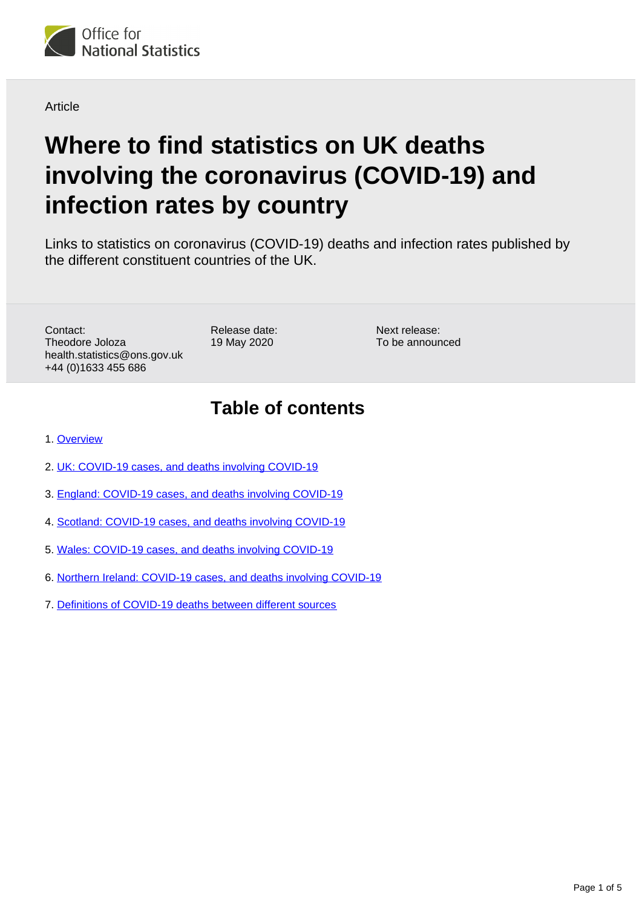Office for National Statistics

Article

# Where to find statistics on UK deaths involving the coronavirus (COVID-19) and infection rates by country

Links to statistics on coronavirus (COVID-19) deaths and infection rates published by the different constituent countries of the UK.

Contact:
Theodore Joloza
health.statistics@ons.gov.uk
+44 (0)1633 455 686

Release date:
19 May 2020

Next release:
To be announced

## Table of contents

1. Overview
2. UK: COVID-19 cases, and deaths involving COVID-19
3. England: COVID-19 cases, and deaths involving COVID-19
4. Scotland: COVID-19 cases, and deaths involving COVID-19
5. Wales: COVID-19 cases, and deaths involving COVID-19
6. Northern Ireland: COVID-19 cases, and deaths involving COVID-19
7. Definitions of COVID-19 deaths between different sources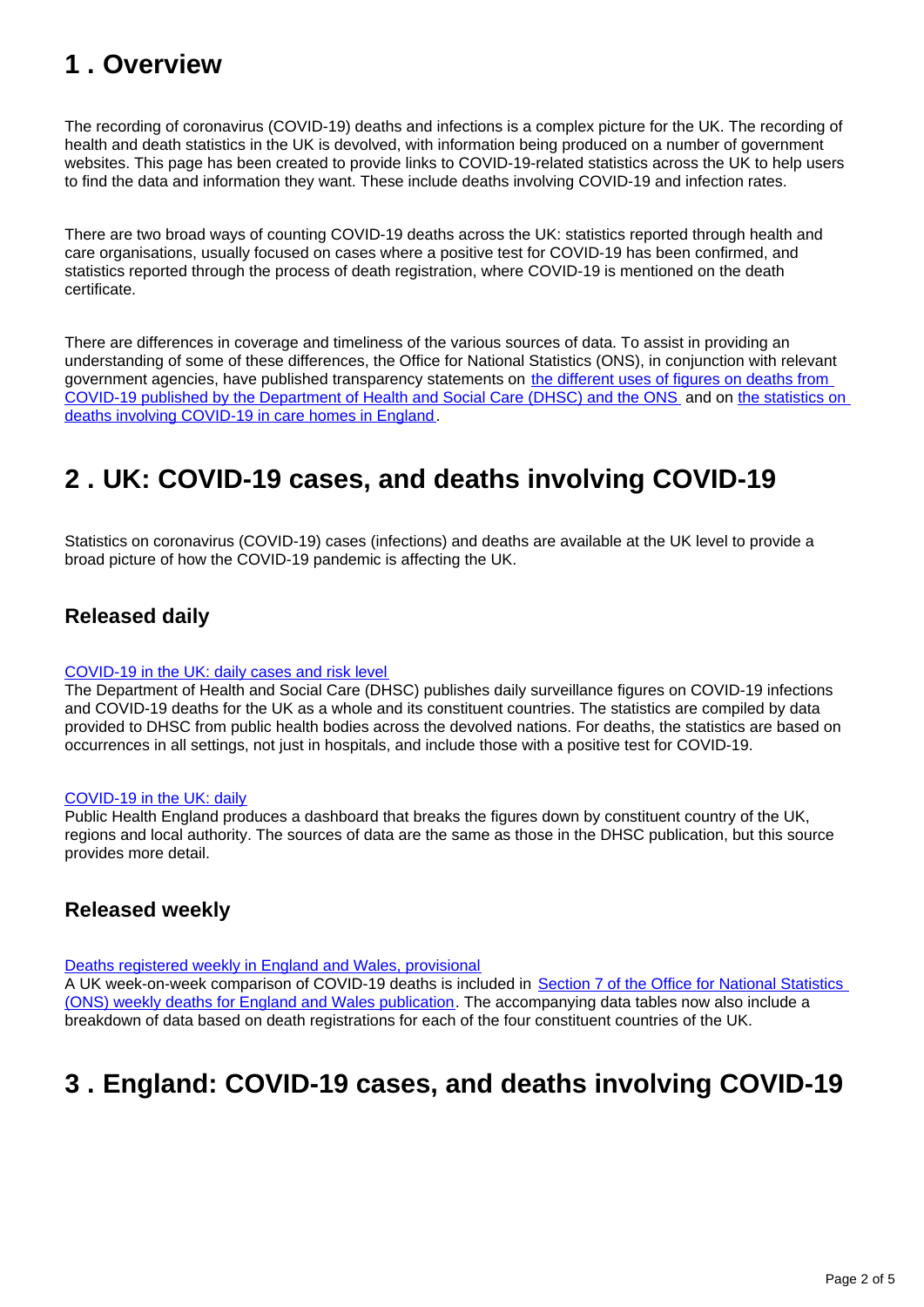## 1 . Overview

The recording of coronavirus (COVID-19) deaths and infections is a complex picture for the UK. The recording of health and death statistics in the UK is devolved, with information being produced on a number of government websites. This page has been created to provide links to COVID-19-related statistics across the UK to help users to find the data and information they want. These include deaths involving COVID-19 and infection rates.

There are two broad ways of counting COVID-19 deaths across the UK: statistics reported through health and care organisations, usually focused on cases where a positive test for COVID-19 has been confirmed, and statistics reported through the process of death registration, where COVID-19 is mentioned on the death certificate.

There are differences in coverage and timeliness of the various sources of data. To assist in providing an understanding of some of these differences, the Office for National Statistics (ONS), in conjunction with relevant government agencies, have published transparency statements on the different uses of figures on deaths from COVID-19 published by the Department of Health and Social Care (DHSC) and the ONS and on the statistics on deaths involving COVID-19 in care homes in England.

## 2 . UK: COVID-19 cases, and deaths involving COVID-19

Statistics on coronavirus (COVID-19) cases (infections) and deaths are available at the UK level to provide a broad picture of how the COVID-19 pandemic is affecting the UK.

### Released daily

COVID-19 in the UK: daily cases and risk level
The Department of Health and Social Care (DHSC) publishes daily surveillance figures on COVID-19 infections and COVID-19 deaths for the UK as a whole and its constituent countries. The statistics are compiled by data provided to DHSC from public health bodies across the devolved nations. For deaths, the statistics are based on occurrences in all settings, not just in hospitals, and include those with a positive test for COVID-19.

COVID-19 in the UK: daily
Public Health England produces a dashboard that breaks the figures down by constituent country of the UK, regions and local authority. The sources of data are the same as those in the DHSC publication, but this source provides more detail.

### Released weekly

Deaths registered weekly in England and Wales, provisional
A UK week-on-week comparison of COVID-19 deaths is included in Section 7 of the Office for National Statistics (ONS) weekly deaths for England and Wales publication. The accompanying data tables now also include a breakdown of data based on death registrations for each of the four constituent countries of the UK.

## 3 . England: COVID-19 cases, and deaths involving COVID-19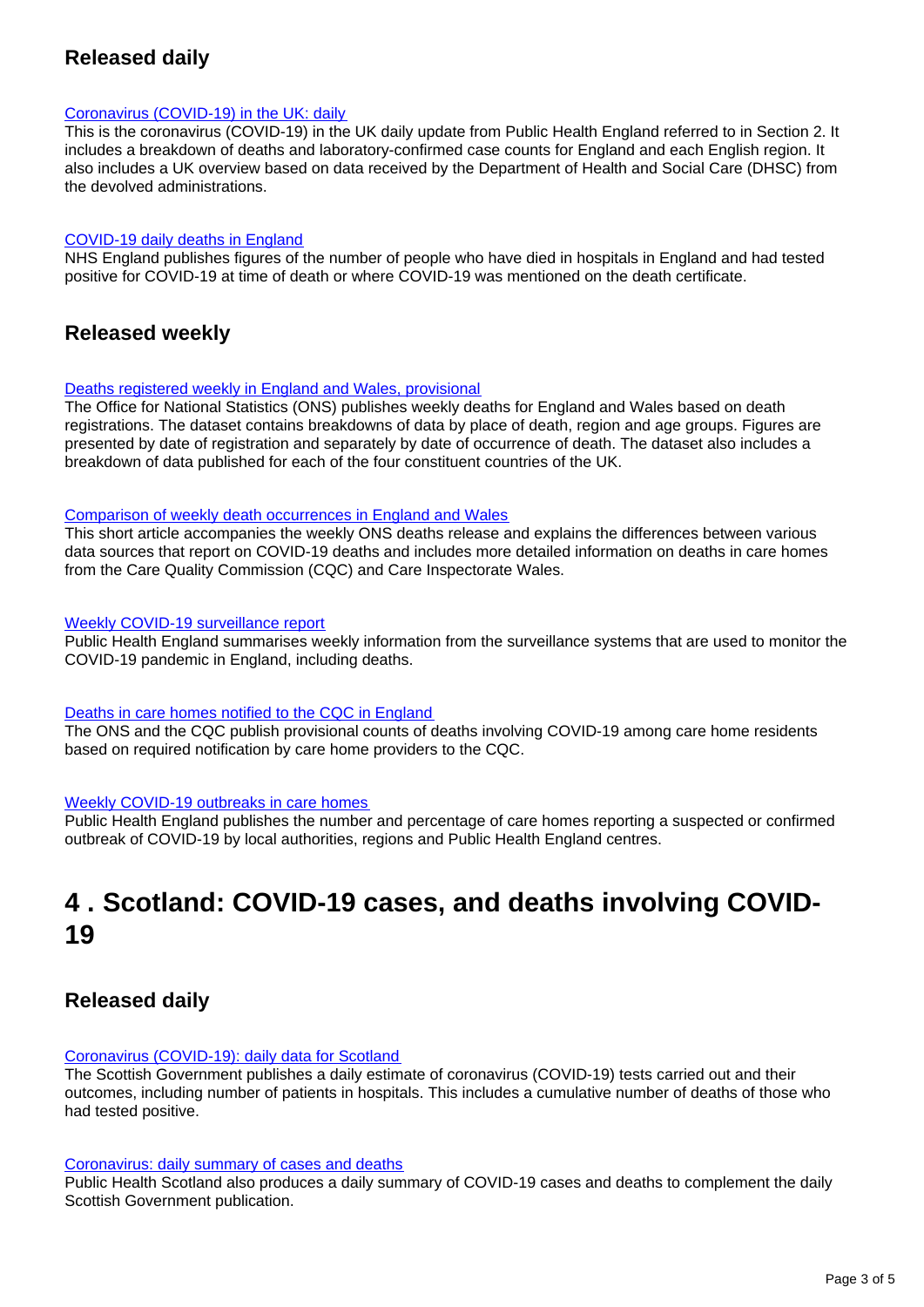### Released daily

[Coronavirus (COVID-19) in the UK: daily]
This is the coronavirus (COVID-19) in the UK daily update from Public Health England referred to in Section 2. It includes a breakdown of deaths and laboratory-confirmed case counts for England and each English region. It also includes a UK overview based on data received by the Department of Health and Social Care (DHSC) from the devolved administrations.

[COVID-19 daily deaths in England]
NHS England publishes figures of the number of people who have died in hospitals in England and had tested positive for COVID-19 at time of death or where COVID-19 was mentioned on the death certificate.

### Released weekly

[Deaths registered weekly in England and Wales, provisional]
The Office for National Statistics (ONS) publishes weekly deaths for England and Wales based on death registrations. The dataset contains breakdowns of data by place of death, region and age groups. Figures are presented by date of registration and separately by date of occurrence of death. The dataset also includes a breakdown of data published for each of the four constituent countries of the UK.

[Comparison of weekly death occurrences in England and Wales]
This short article accompanies the weekly ONS deaths release and explains the differences between various data sources that report on COVID-19 deaths and includes more detailed information on deaths in care homes from the Care Quality Commission (CQC) and Care Inspectorate Wales.

[Weekly COVID-19 surveillance report]
Public Health England summarises weekly information from the surveillance systems that are used to monitor the COVID-19 pandemic in England, including deaths.

[Deaths in care homes notified to the CQC in England]
The ONS and the CQC publish provisional counts of deaths involving COVID-19 among care home residents based on required notification by care home providers to the CQC.

[Weekly COVID-19 outbreaks in care homes]
Public Health England publishes the number and percentage of care homes reporting a suspected or confirmed outbreak of COVID-19 by local authorities, regions and Public Health England centres.

## 4 . Scotland: COVID-19 cases, and deaths involving COVID-19

### Released daily

[Coronavirus (COVID-19): daily data for Scotland]
The Scottish Government publishes a daily estimate of coronavirus (COVID-19) tests carried out and their outcomes, including number of patients in hospitals. This includes a cumulative number of deaths of those who had tested positive.

[Coronavirus: daily summary of cases and deaths]
Public Health Scotland also produces a daily summary of COVID-19 cases and deaths to complement the daily Scottish Government publication.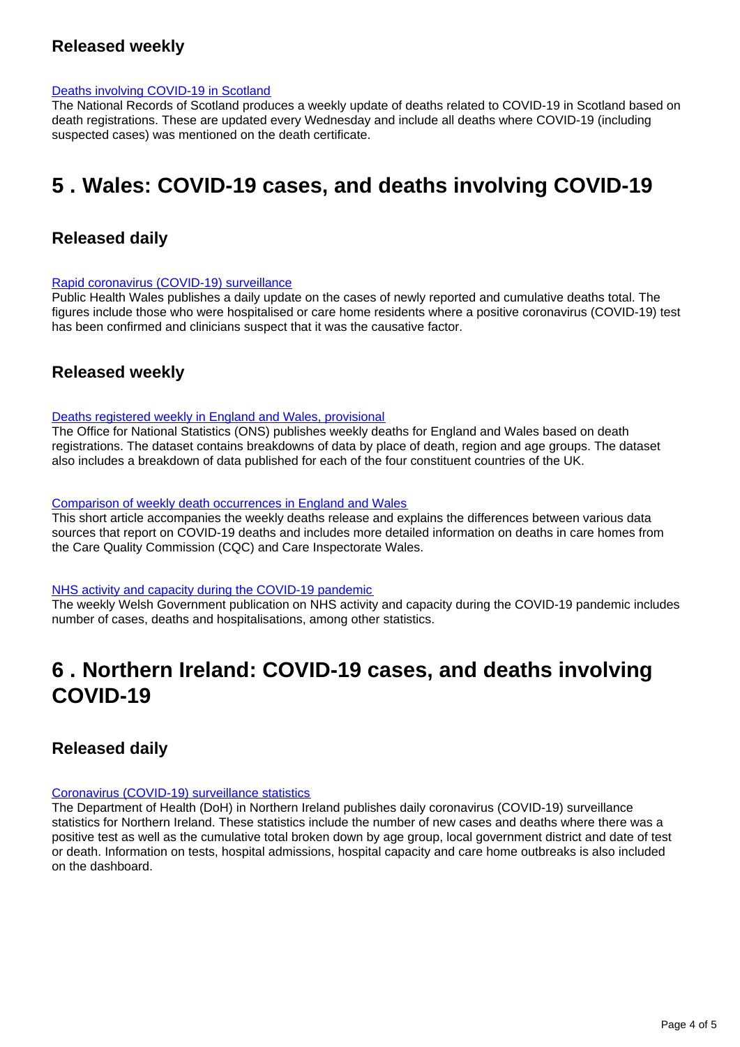### Released weekly

[Deaths involving COVID-19 in Scotland](#)
The National Records of Scotland produces a weekly update of deaths related to COVID-19 in Scotland based on death registrations. These are updated every Wednesday and include all deaths where COVID-19 (including suspected cases) was mentioned on the death certificate.

## 5 . Wales: COVID-19 cases, and deaths involving COVID-19

### Released daily

[Rapid coronavirus (COVID-19) surveillance](#)
Public Health Wales publishes a daily update on the cases of newly reported and cumulative deaths total. The figures include those who were hospitalised or care home residents where a positive coronavirus (COVID-19) test has been confirmed and clinicians suspect that it was the causative factor.

### Released weekly

[Deaths registered weekly in England and Wales, provisional](#)
The Office for National Statistics (ONS) publishes weekly deaths for England and Wales based on death registrations. The dataset contains breakdowns of data by place of death, region and age groups. The dataset also includes a breakdown of data published for each of the four constituent countries of the UK.

[Comparison of weekly death occurrences in England and Wales](#)
This short article accompanies the weekly deaths release and explains the differences between various data sources that report on COVID-19 deaths and includes more detailed information on deaths in care homes from the Care Quality Commission (CQC) and Care Inspectorate Wales.

[NHS activity and capacity during the COVID-19 pandemic](#)
The weekly Welsh Government publication on NHS activity and capacity during the COVID-19 pandemic includes number of cases, deaths and hospitalisations, among other statistics.

## 6 . Northern Ireland: COVID-19 cases, and deaths involving COVID-19

### Released daily

[Coronavirus (COVID-19) surveillance statistics](#)
The Department of Health (DoH) in Northern Ireland publishes daily coronavirus (COVID-19) surveillance statistics for Northern Ireland. These statistics include the number of new cases and deaths where there was a positive test as well as the cumulative total broken down by age group, local government district and date of test or death. Information on tests, hospital admissions, hospital capacity and care home outbreaks is also included on the dashboard.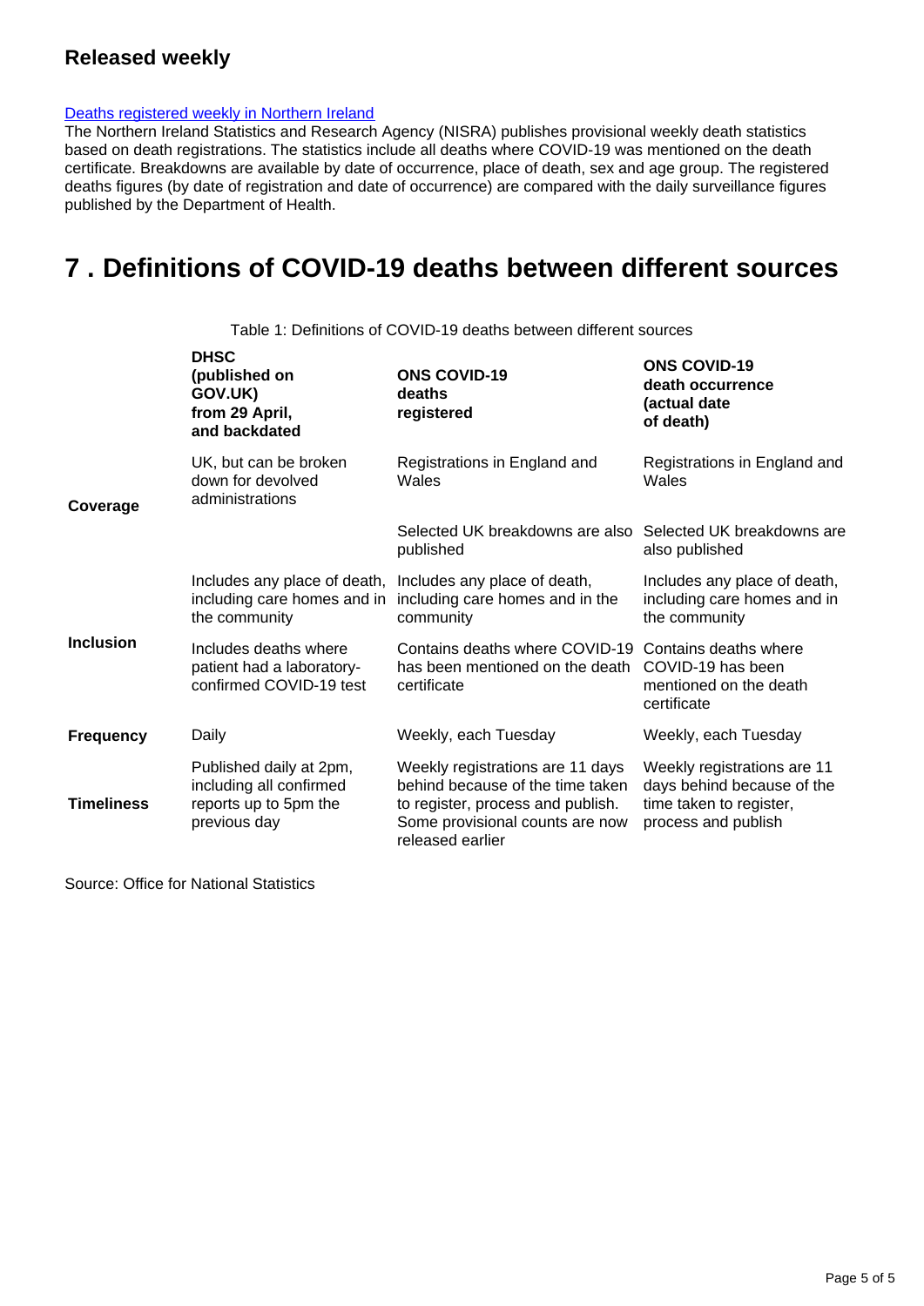## Released weekly

[Deaths registered weekly in Northern Ireland]

The Northern Ireland Statistics and Research Agency (NISRA) publishes provisional weekly death statistics based on death registrations. The statistics include all deaths where COVID-19 was mentioned on the death certificate. Breakdowns are available by date of occurrence, place of death, sex and age group. The registered deaths figures (by date of registration and date of occurrence) are compared with the daily surveillance figures published by the Department of Health.

# 7 . Definitions of COVID-19 deaths between different sources

Table 1: Definitions of COVID-19 deaths between different sources

| | DHSC (published on GOV.UK) from 29 April, and backdated | ONS COVID-19 deaths registered | ONS COVID-19 death occurrence (actual date of death) |
|---|---|---|---|
| **Coverage** | UK, but can be broken down for devolved administrations | Registrations in England and Wales | Registrations in England and Wales |
| | | Selected UK breakdowns are also published | Selected UK breakdowns are also published |
| **Inclusion** | Includes any place of death, including care homes and in the community | Includes any place of death, including care homes and in the community | Includes any place of death, including care homes and in the community |
| | Includes deaths where patient had a laboratory-confirmed COVID-19 test | Contains deaths where COVID-19 has been mentioned on the death certificate | Contains deaths where COVID-19 has been mentioned on the death certificate |
| **Frequency** | Daily | Weekly, each Tuesday | Weekly, each Tuesday |
| **Timeliness** | Published daily at 2pm, including all confirmed reports up to 5pm the previous day | Weekly registrations are 11 days behind because of the time taken to register, process and publish. Some provisional counts are now released earlier | Weekly registrations are 11 days behind because of the time taken to register, process and publish |

Source: Office for National Statistics